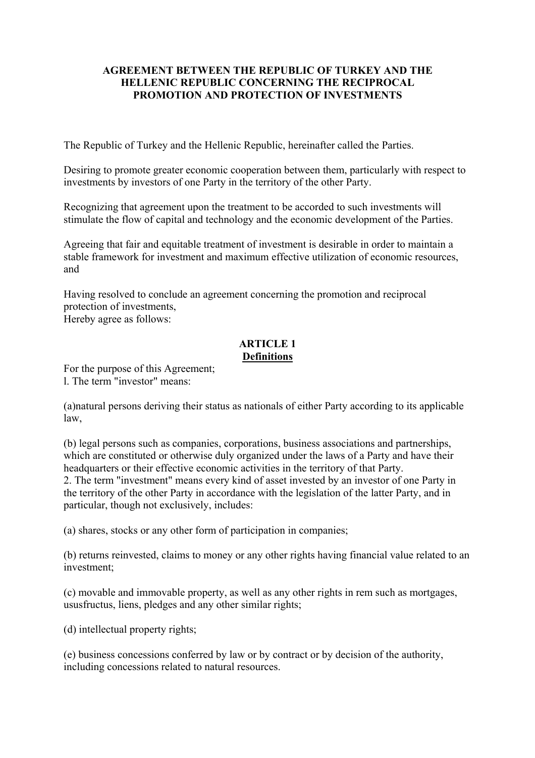# AGREEMENT BETWEEN THE REPUBLIC OF TURKEY AND THE HELLENIC REPUBLIC CONCERNING THE RECIPROCAL PROMOTION AND PROTECTION OF INVESTMENTS

The Republic of Turkey and the Hellenic Republic, hereinafter called the Parties.

Desiring to promote greater economic cooperation between them, particularly with respect to investments by investors of one Party in the territory of the other Party.

Recognizing that agreement upon the treatment to be accorded to such investments will stimulate the flow of capital and technology and the economic development of the Parties.

Agreeing that fair and equitable treatment of investment is desirable in order to maintain a stable framework for investment and maximum effective utilization of economic resources, and

Having resolved to conclude an agreement concerning the promotion and reciprocal protection of investments,
Hereby agree as follows:

## ARTICLE 1
## Definitions

For the purpose of this Agreement;
l. The term "investor" means:

(a)natural persons deriving their status as nationals of either Party according to its applicable law,

(b) legal persons such as companies, corporations, business associations and partnerships, which are constituted or otherwise duly organized under the laws of a Party and have their headquarters or their effective economic activities in the territory of that Party.
2. The term "investment" means every kind of asset invested by an investor of one Party in the territory of the other Party in accordance with the legislation of the latter Party, and in particular, though not exclusively, includes:

(a) shares, stocks or any other form of participation in companies;

(b) returns reinvested, claims to money or any other rights having financial value related to an investment;

(c) movable and immovable property, as well as any other rights in rem such as mortgages, ususfructus, liens, pledges and any other similar rights;

(d) intellectual property rights;

(e) business concessions conferred by law or by contract or by decision of the authority, including concessions related to natural resources.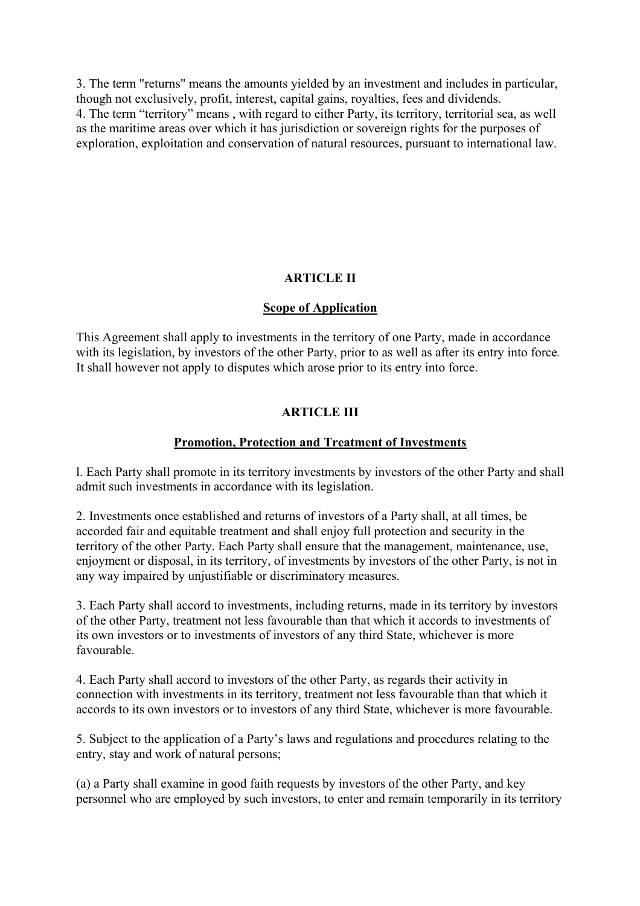3. The term "returns" means the amounts yielded by an investment and includes in particular, though not exclusively, profit, interest, capital gains, royalties, fees and dividends.

4. The term “territory” means , with regard to either Party, its territory, territorial sea, as well as the maritime areas over which it has jurisdiction or sovereign rights for the purposes of exploration, exploitation and conservation of natural resources, pursuant to international law.

## ARTICLE II

### Scope of Application

This Agreement shall apply to investments in the territory of one Party, made in accordance with its legislation, by investors of the other Party, prior to as well as after its entry into force. It shall however not apply to disputes which arose prior to its entry into force.

## ARTICLE III

### Promotion, Protection and Treatment of Investments

l. Each Party shall promote in its territory investments by investors of the other Party and shall admit such investments in accordance with its legislation.

2. Investments once established and returns of investors of a Party shall, at all times, be accorded fair and equitable treatment and shall enjoy full protection and security in the territory of the other Party. Each Party shall ensure that the management, maintenance, use, enjoyment or disposal, in its territory, of investments by investors of the other Party, is not in any way impaired by unjustifiable or discriminatory measures.

3. Each Party shall accord to investments, including returns, made in its territory by investors of the other Party, treatment not less favourable than that which it accords to investments of its own investors or to investments of investors of any third State, whichever is more favourable.

4. Each Party shall accord to investors of the other Party, as regards their activity in connection with investments in its territory, treatment not less favourable than that which it accords to its own investors or to investors of any third State, whichever is more favourable.

5. Subject to the application of a Party’s laws and regulations and procedures relating to the entry, stay and work of natural persons;

(a) a Party shall examine in good faith requests by investors of the other Party, and key personnel who are employed by such investors, to enter and remain temporarily in its territory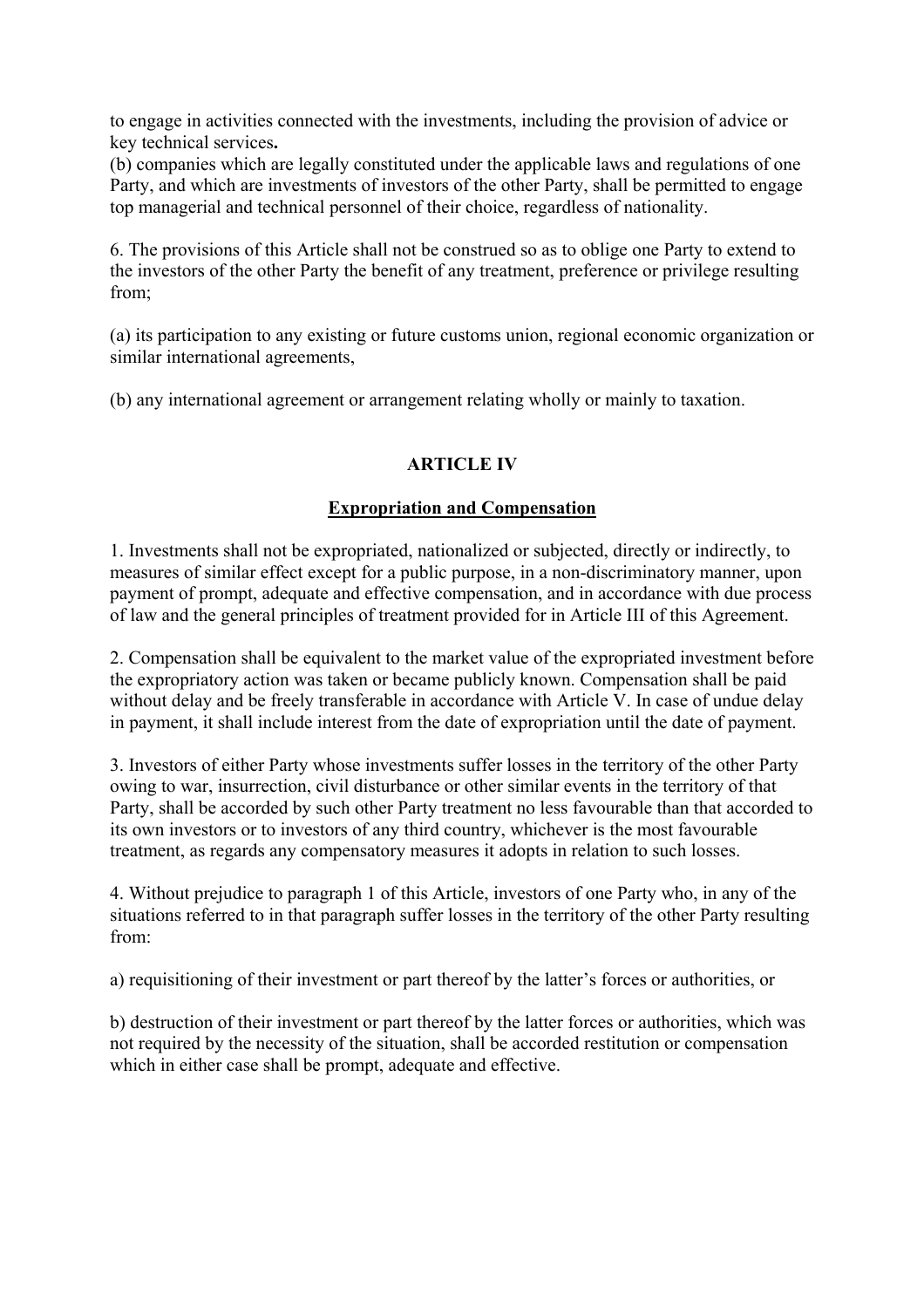to engage in activities connected with the investments, including the provision of advice or key technical services**.**

(b) companies which are legally constituted under the applicable laws and regulations of one Party, and which are investments of investors of the other Party, shall be permitted to engage top managerial and technical personnel of their choice, regardless of nationality.

6. The provisions of this Article shall not be construed so as to oblige one Party to extend to the investors of the other Party the benefit of any treatment, preference or privilege resulting from;

(a) its participation to any existing or future customs union, regional economic organization or similar international agreements,

(b) any international agreement or arrangement relating wholly or mainly to taxation.

## ARTICLE IV

### Expropriation and Compensation

1. Investments shall not be expropriated, nationalized or subjected, directly or indirectly, to measures of similar effect except for a public purpose, in a non-discriminatory manner, upon payment of prompt, adequate and effective compensation, and in accordance with due process of law and the general principles of treatment provided for in Article III of this Agreement.

2. Compensation shall be equivalent to the market value of the expropriated investment before the expropriatory action was taken or became publicly known. Compensation shall be paid without delay and be freely transferable in accordance with Article V. In case of undue delay in payment, it shall include interest from the date of expropriation until the date of payment.

3. Investors of either Party whose investments suffer losses in the territory of the other Party owing to war, insurrection, civil disturbance or other similar events in the territory of that Party, shall be accorded by such other Party treatment no less favourable than that accorded to its own investors or to investors of any third country, whichever is the most favourable treatment, as regards any compensatory measures it adopts in relation to such losses.

4. Without prejudice to paragraph 1 of this Article, investors of one Party who, in any of the situations referred to in that paragraph suffer losses in the territory of the other Party resulting from:

a) requisitioning of their investment or part thereof by the latter's forces or authorities, or

b) destruction of their investment or part thereof by the latter forces or authorities, which was not required by the necessity of the situation, shall be accorded restitution or compensation which in either case shall be prompt, adequate and effective.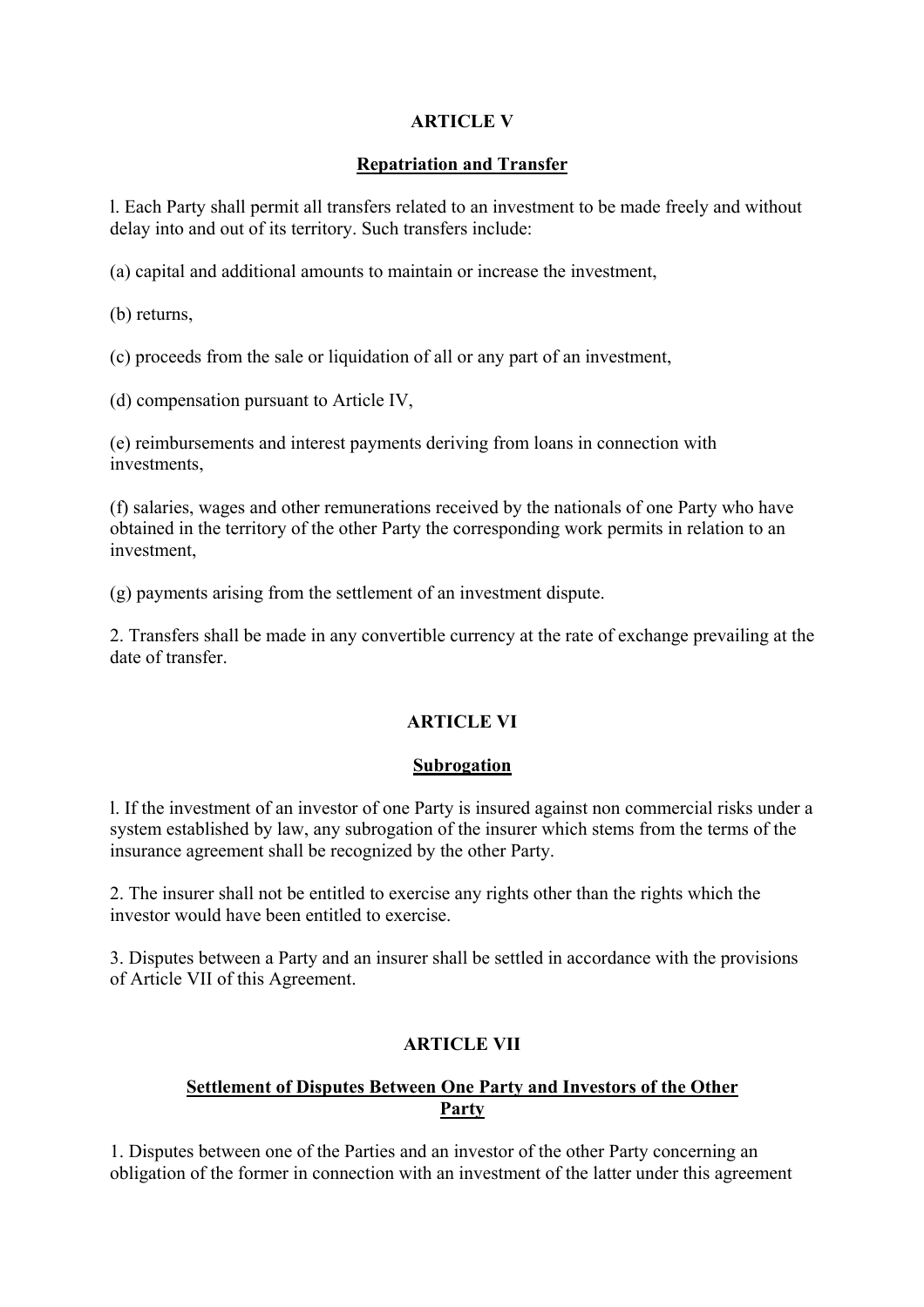## ARTICLE V

## Repatriation and Transfer

l. Each Party shall permit all transfers related to an investment to be made freely and without delay into and out of its territory. Such transfers include:

(a) capital and additional amounts to maintain or increase the investment,

(b) returns,

(c) proceeds from the sale or liquidation of all or any part of an investment,

(d) compensation pursuant to Article IV,

(e) reimbursements and interest payments deriving from loans in connection with investments,

(f) salaries, wages and other remunerations received by the nationals of one Party who have obtained in the territory of the other Party the corresponding work permits in relation to an investment,

(g) payments arising from the settlement of an investment dispute.

2. Transfers shall be made in any convertible currency at the rate of exchange prevailing at the date of transfer.

## ARTICLE VI

## Subrogation

l. If the investment of an investor of one Party is insured against non commercial risks under a system established by law, any subrogation of the insurer which stems from the terms of the insurance agreement shall be recognized by the other Party.

2. The insurer shall not be entitled to exercise any rights other than the rights which the investor would have been entitled to exercise.

3. Disputes between a Party and an insurer shall be settled in accordance with the provisions of Article VII of this Agreement.

## ARTICLE VII

## Settlement of Disputes Between One Party and Investors of the Other Party

1. Disputes between one of the Parties and an investor of the other Party concerning an obligation of the former in connection with an investment of the latter under this agreement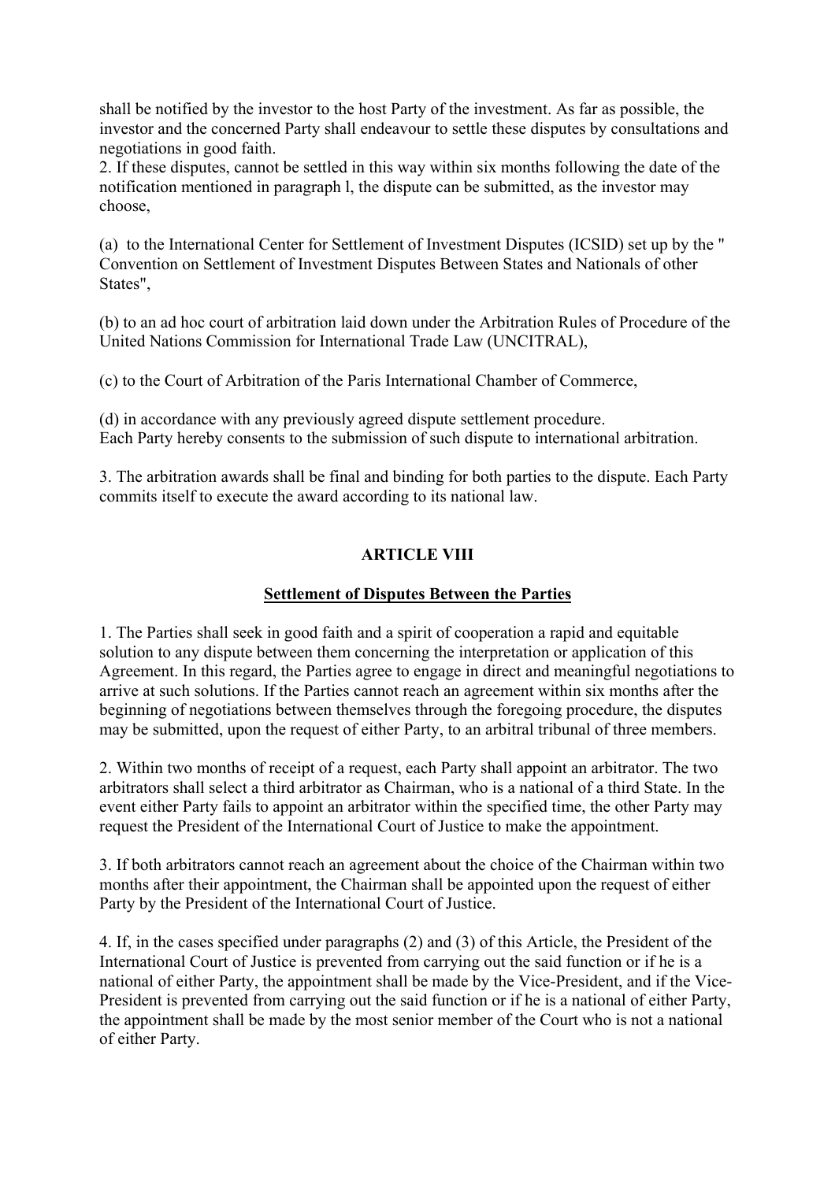shall be notified by the investor to the host Party of the investment. As far as possible, the investor and the concerned Party shall endeavour to settle these disputes by consultations and negotiations in good faith.

2. If these disputes, cannot be settled in this way within six months following the date of the notification mentioned in paragraph l, the dispute can be submitted, as the investor may choose,

(a) to the International Center for Settlement of Investment Disputes (ICSID) set up by the " Convention on Settlement of Investment Disputes Between States and Nationals of other States",

(b) to an ad hoc court of arbitration laid down under the Arbitration Rules of Procedure of the United Nations Commission for International Trade Law (UNCITRAL),

(c) to the Court of Arbitration of the Paris International Chamber of Commerce,

(d) in accordance with any previously agreed dispute settlement procedure.
Each Party hereby consents to the submission of such dispute to international arbitration.

3. The arbitration awards shall be final and binding for both parties to the dispute. Each Party commits itself to execute the award according to its national law.

## ARTICLE VIII

### Settlement of Disputes Between the Parties

1. The Parties shall seek in good faith and a spirit of cooperation a rapid and equitable solution to any dispute between them concerning the interpretation or application of this Agreement. In this regard, the Parties agree to engage in direct and meaningful negotiations to arrive at such solutions. If the Parties cannot reach an agreement within six months after the beginning of negotiations between themselves through the foregoing procedure, the disputes may be submitted, upon the request of either Party, to an arbitral tribunal of three members.

2. Within two months of receipt of a request, each Party shall appoint an arbitrator. The two arbitrators shall select a third arbitrator as Chairman, who is a national of a third State. In the event either Party fails to appoint an arbitrator within the specified time, the other Party may request the President of the International Court of Justice to make the appointment.

3. If both arbitrators cannot reach an agreement about the choice of the Chairman within two months after their appointment, the Chairman shall be appointed upon the request of either Party by the President of the International Court of Justice.

4. If, in the cases specified under paragraphs (2) and (3) of this Article, the President of the International Court of Justice is prevented from carrying out the said function or if he is a national of either Party, the appointment shall be made by the Vice-President, and if the Vice-President is prevented from carrying out the said function or if he is a national of either Party, the appointment shall be made by the most senior member of the Court who is not a national of either Party.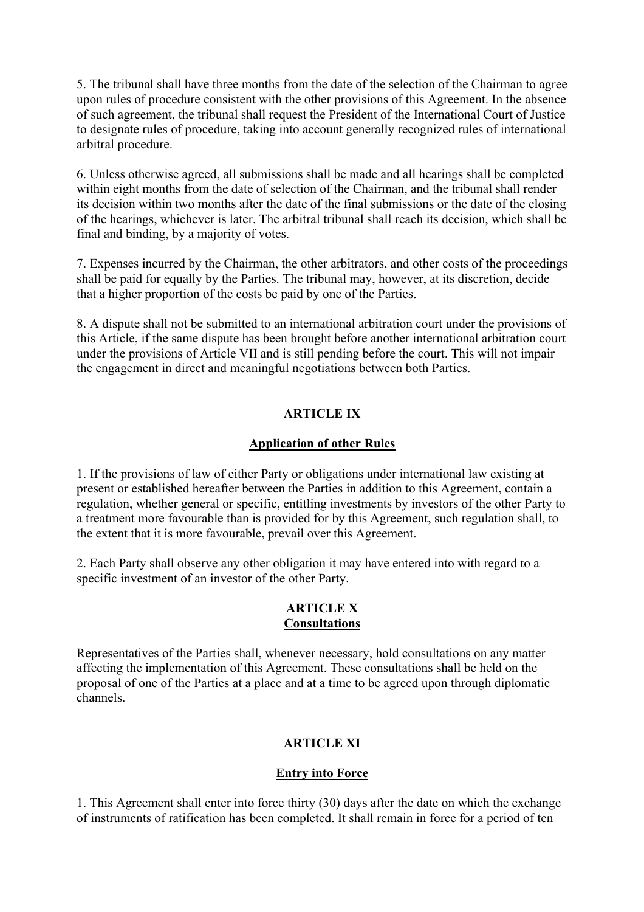5. The tribunal shall have three months from the date of the selection of the Chairman to agree upon rules of procedure consistent with the other provisions of this Agreement. In the absence of such agreement, the tribunal shall request the President of the International Court of Justice to designate rules of procedure, taking into account generally recognized rules of international arbitral procedure.

6. Unless otherwise agreed, all submissions shall be made and all hearings shall be completed within eight months from the date of selection of the Chairman, and the tribunal shall render its decision within two months after the date of the final submissions or the date of the closing of the hearings, whichever is later. The arbitral tribunal shall reach its decision, which shall be final and binding, by a majority of votes.

7. Expenses incurred by the Chairman, the other arbitrators, and other costs of the proceedings shall be paid for equally by the Parties. The tribunal may, however, at its discretion, decide that a higher proportion of the costs be paid by one of the Parties.

8. A dispute shall not be submitted to an international arbitration court under the provisions of this Article, if the same dispute has been brought before another international arbitration court under the provisions of Article VII and is still pending before the court. This will not impair the engagement in direct and meaningful negotiations between both Parties.

## ARTICLE IX

### Application of other Rules

1. If the provisions of law of either Party or obligations under international law existing at present or established hereafter between the Parties in addition to this Agreement, contain a regulation, whether general or specific, entitling investments by investors of the other Party to a treatment more favourable than is provided for by this Agreement, such regulation shall, to the extent that it is more favourable, prevail over this Agreement.

2. Each Party shall observe any other obligation it may have entered into with regard to a specific investment of an investor of the other Party.

## ARTICLE X

### Consultations

Representatives of the Parties shall, whenever necessary, hold consultations on any matter affecting the implementation of this Agreement. These consultations shall be held on the proposal of one of the Parties at a place and at a time to be agreed upon through diplomatic channels.

## ARTICLE XI

### Entry into Force

1. This Agreement shall enter into force thirty (30) days after the date on which the exchange of instruments of ratification has been completed. It shall remain in force for a period of ten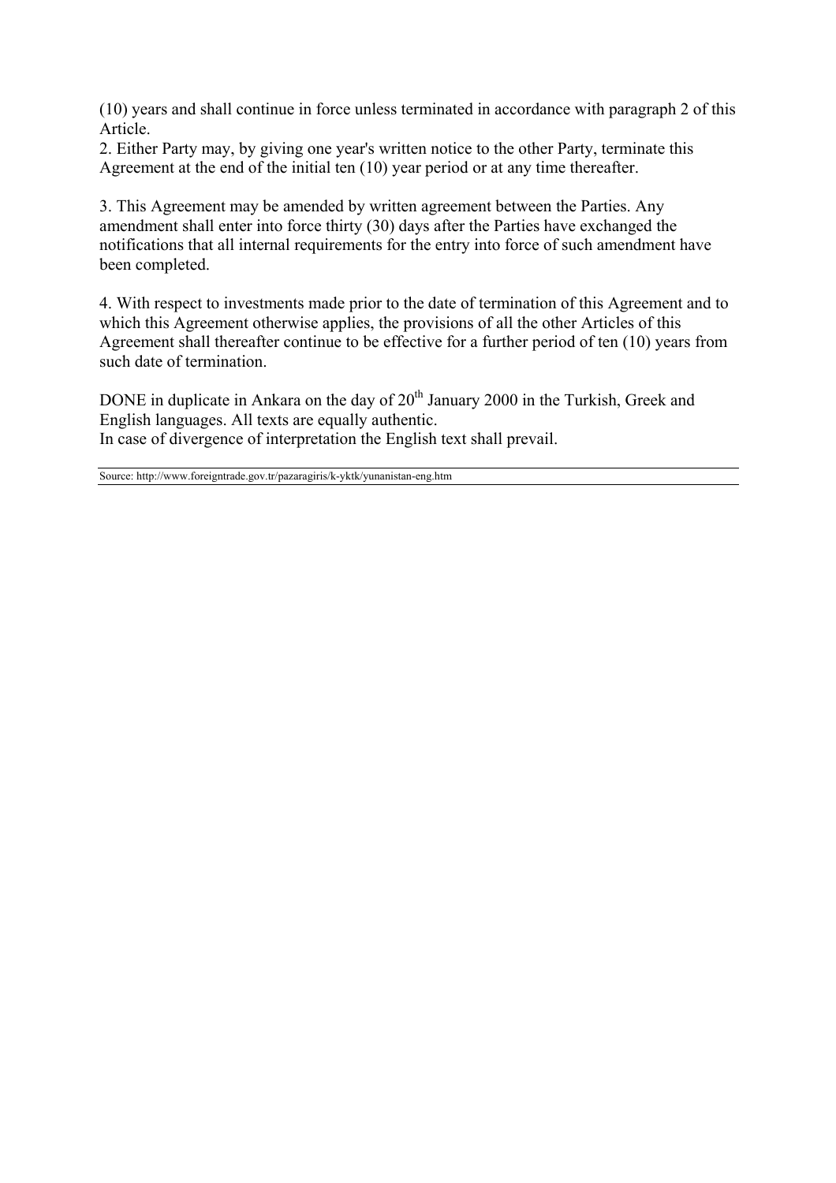(10) years and shall continue in force unless terminated in accordance with paragraph 2 of this Article.
2. Either Party may, by giving one year's written notice to the other Party, terminate this Agreement at the end of the initial ten (10) year period or at any time thereafter.

3. This Agreement may be amended by written agreement between the Parties. Any amendment shall enter into force thirty (30) days after the Parties have exchanged the notifications that all internal requirements for the entry into force of such amendment have been completed.

4. With respect to investments made prior to the date of termination of this Agreement and to which this Agreement otherwise applies, the provisions of all the other Articles of this Agreement shall thereafter continue to be effective for a further period of ten (10) years from such date of termination.

DONE in duplicate in Ankara on the day of 20th January 2000 in the Turkish, Greek and English languages. All texts are equally authentic.
In case of divergence of interpretation the English text shall prevail.

Source: http://www.foreigntrade.gov.tr/pazaragiris/k-yktk/yunanistan-eng.htm